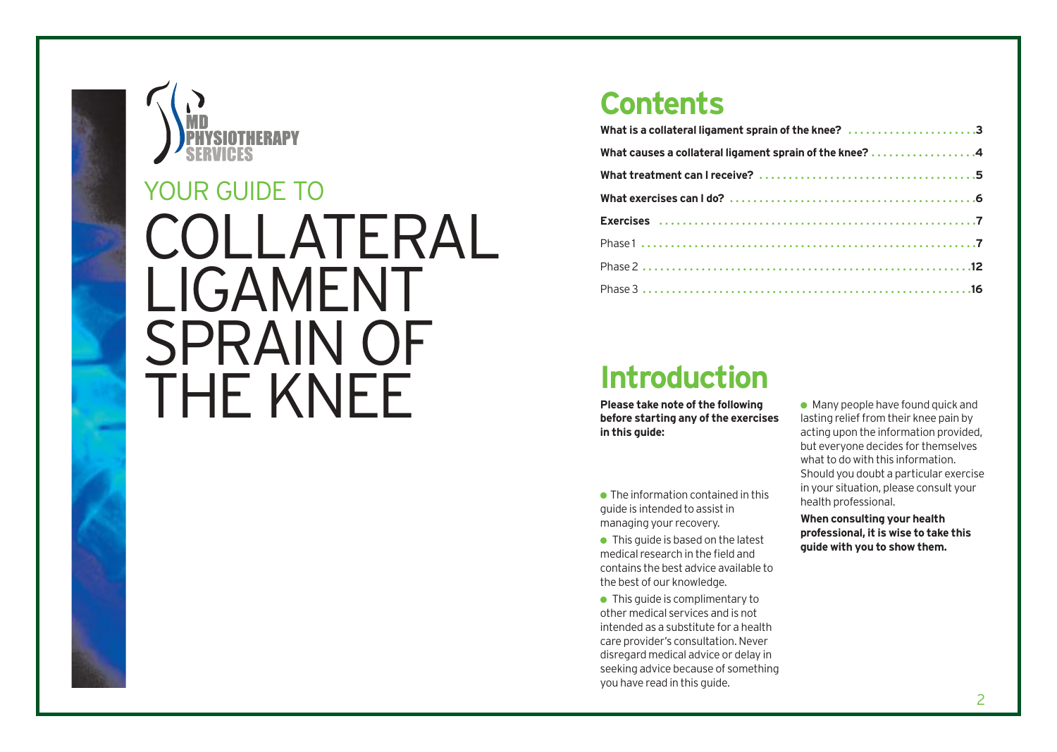MD PHYSIOTHERAPY SERVICES

YOUR GUIDE TO

# COLLATERAL LIGAMENT SPRAIN OF THE KNEE

## Contents

| | |
|---|---|
| **What is a collateral ligament sprain of the knee?** | **3** |
| **What causes a collateral ligament sprain of the knee?** | **4** |
| **What treatment can I receive?** | **5** |
| **What exercises can I do?** | **6** |
| **Exercises** | **7** |
| Phase 1 | **7** |
| Phase 2 | **12** |
| Phase 3 | **16** |

## Introduction

**Please take note of the following before starting any of the exercises in this guide:**

- The information contained in this guide is intended to assist in managing your recovery.
- This guide is based on the latest medical research in the field and contains the best advice available to the best of our knowledge.
- This guide is complimentary to other medical services and is not intended as a substitute for a health care provider's consultation. Never disregard medical advice or delay in seeking advice because of something you have read in this guide.
- Many people have found quick and lasting relief from their knee pain by acting upon the information provided, but everyone decides for themselves what to do with this information. Should you doubt a particular exercise in your situation, please consult your health professional.

**When consulting your health professional, it is wise to take this guide with you to show them.**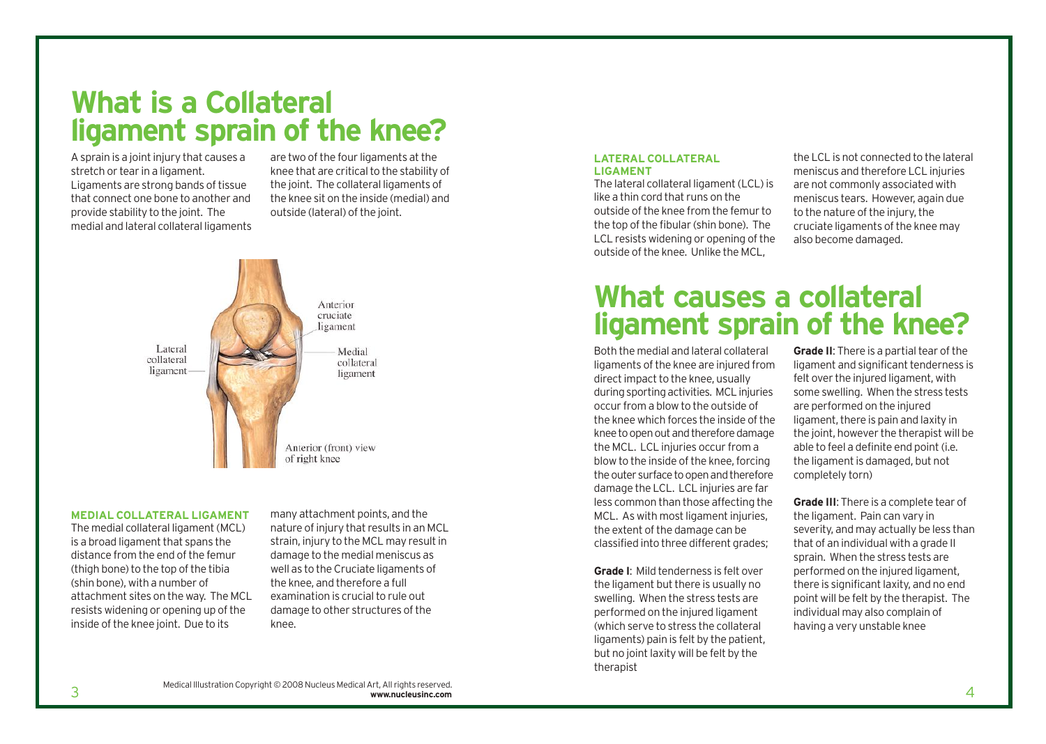# What is a Collateral ligament sprain of the knee?

A sprain is a joint injury that causes a stretch or tear in a ligament. Ligaments are strong bands of tissue that connect one bone to another and provide stability to the joint. The medial and lateral collateral ligaments are two of the four ligaments at the knee that are critical to the stability of the joint. The collateral ligaments of the knee sit on the inside (medial) and outside (lateral) of the joint.

Lateral collateral ligament

Anterior cruciate ligament

Medial collateral ligament

Anterior (front) view of right knee

Medical Illustration Copyright © 2008 Nucleus Medical Art, All rights reserved. **www.nucleusinc.com**

### MEDIAL COLLATERAL LIGAMENT

The medial collateral ligament (MCL) is a broad ligament that spans the distance from the end of the femur (thigh bone) to the top of the tibia (shin bone), with a number of attachment sites on the way. The MCL resists widening or opening up of the inside of the knee joint. Due to its many attachment points, and the nature of injury that results in an MCL strain, injury to the MCL may result in damage to the medial meniscus as well as to the Cruciate ligaments of the knee, and therefore a full examination is crucial to rule out damage to other structures of the knee.

### LATERAL COLLATERAL LIGAMENT

The lateral collateral ligament (LCL) is like a thin cord that runs on the outside of the knee from the femur to the top of the fibular (shin bone). The LCL resists widening or opening of the outside of the knee. Unlike the MCL, the LCL is not connected to the lateral meniscus and therefore LCL injuries are not commonly associated with meniscus tears. However, again due to the nature of the injury, the cruciate ligaments of the knee may also become damaged.

# What causes a collateral ligament sprain of the knee?

Both the medial and lateral collateral ligaments of the knee are injured from direct impact to the knee, usually during sporting activities. MCL injuries occur from a blow to the outside of the knee which forces the inside of the knee to open out and therefore damage the MCL. LCL injuries occur from a blow to the inside of the knee, forcing the outer surface to open and therefore damage the LCL. LCL injuries are far less common than those affecting the MCL. As with most ligament injuries, the extent of the damage can be classified into three different grades;

**Grade I**: Mild tenderness is felt over the ligament but there is usually no swelling. When the stress tests are performed on the injured ligament (which serve to stress the collateral ligaments) pain is felt by the patient, but no joint laxity will be felt by the therapist

**Grade II**: There is a partial tear of the ligament and significant tenderness is felt over the injured ligament, with some swelling. When the stress tests are performed on the injured ligament, there is pain and laxity in the joint, however the therapist will be able to feel a definite end point (i.e. the ligament is damaged, but not completely torn)

**Grade III**: There is a complete tear of the ligament. Pain can vary in severity, and may actually be less than that of an individual with a grade II sprain. When the stress tests are performed on the injured ligament, there is significant laxity, and no end point will be felt by the therapist. The individual may also complain of having a very unstable knee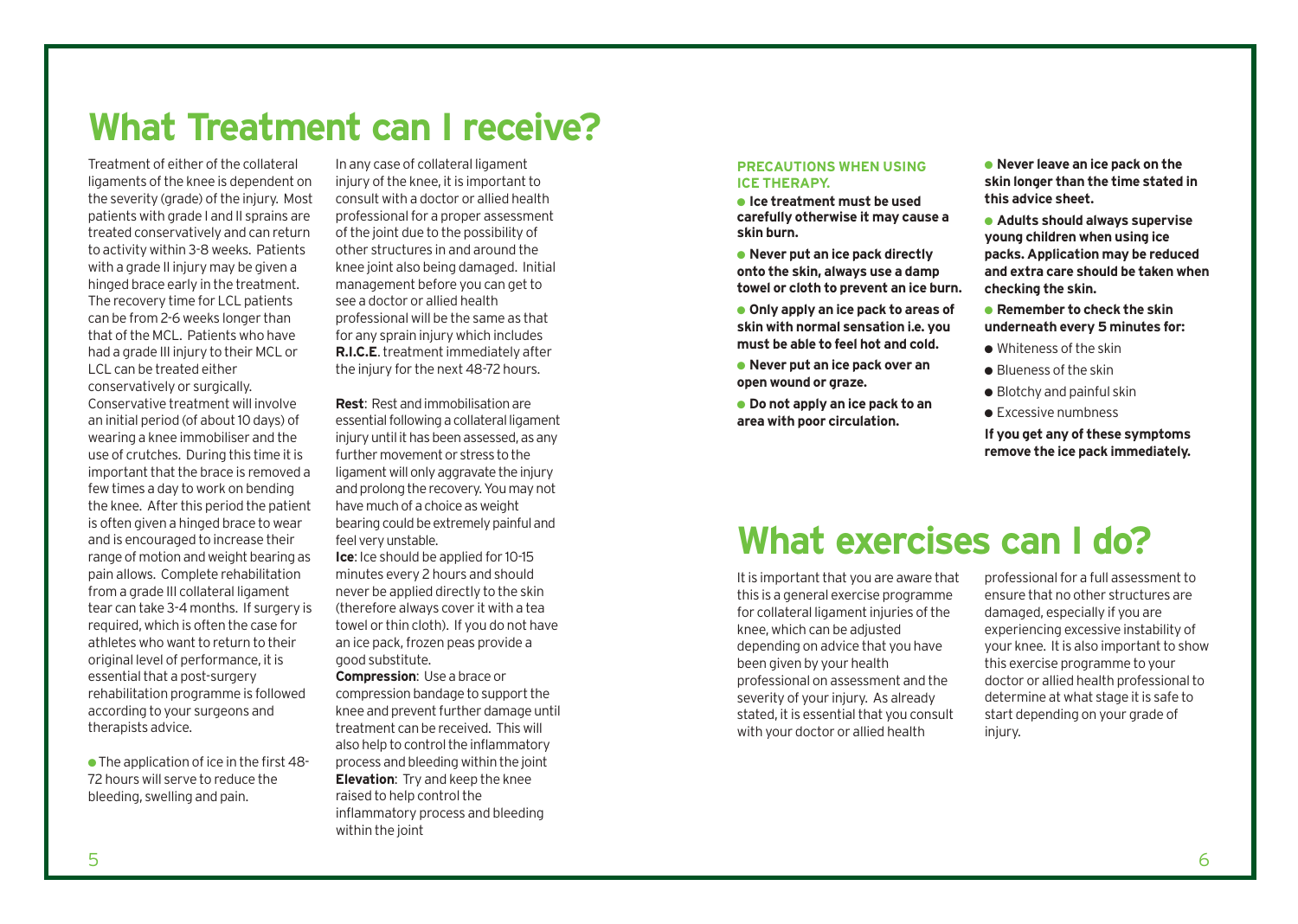# What Treatment can I receive?

Treatment of either of the collateral ligaments of the knee is dependent on the severity (grade) of the injury. Most patients with grade I and II sprains are treated conservatively and can return to activity within 3-8 weeks. Patients with a grade II injury may be given a hinged brace early in the treatment. The recovery time for LCL patients can be from 2-6 weeks longer than that of the MCL. Patients who have had a grade III injury to their MCL or LCL can be treated either conservatively or surgically. Conservative treatment will involve an initial period (of about 10 days) of wearing a knee immobiliser and the use of crutches. During this time it is important that the brace is removed a few times a day to work on bending the knee. After this period the patient is often given a hinged brace to wear and is encouraged to increase their range of motion and weight bearing as pain allows. Complete rehabilitation from a grade III collateral ligament tear can take 3-4 months. If surgery is required, which is often the case for athletes who want to return to their original level of performance, it is essential that a post-surgery rehabilitation programme is followed according to your surgeons and therapists advice.

- The application of ice in the first 48-72 hours will serve to reduce the bleeding, swelling and pain.

In any case of collateral ligament injury of the knee, it is important to consult with a doctor or allied health professional for a proper assessment of the joint due to the possibility of other structures in and around the knee joint also being damaged. Initial management before you can get to see a doctor or allied health professional will be the same as that for any sprain injury which includes **R.I.C.E**. treatment immediately after the injury for the next 48-72 hours.

**Rest**: Rest and immobilisation are essential following a collateral ligament injury until it has been assessed, as any further movement or stress to the ligament will only aggravate the injury and prolong the recovery. You may not have much of a choice as weight bearing could be extremely painful and feel very unstable.

**Ice**: Ice should be applied for 10-15 minutes every 2 hours and should never be applied directly to the skin (therefore always cover it with a tea towel or thin cloth). If you do not have an ice pack, frozen peas provide a good substitute.

**Compression**: Use a brace or compression bandage to support the knee and prevent further damage until treatment can be received. This will also help to control the inflammatory process and bleeding within the joint

**Elevation**: Try and keep the knee raised to help control the inflammatory process and bleeding within the joint

**PRECAUTIONS WHEN USING ICE THERAPY.**

- **Ice treatment must be used carefully otherwise it may cause a skin burn.**
- **Never put an ice pack directly onto the skin, always use a damp towel or cloth to prevent an ice burn.**
- **Only apply an ice pack to areas of skin with normal sensation i.e. you must be able to feel hot and cold.**
- **Never put an ice pack over an open wound or graze.**
- **Do not apply an ice pack to an area with poor circulation.**
- **Never leave an ice pack on the skin longer than the time stated in this advice sheet.**
- **Adults should always supervise young children when using ice packs. Application may be reduced and extra care should be taken when checking the skin.**
- **Remember to check the skin underneath every 5 minutes for:**
  - Whiteness of the skin
  - Blueness of the skin
  - Blotchy and painful skin
  - Excessive numbness

**If you get any of these symptoms remove the ice pack immediately.**

# What exercises can I do?

It is important that you are aware that this is a general exercise programme for collateral ligament injuries of the knee, which can be adjusted depending on advice that you have been given by your health professional on assessment and the severity of your injury. As already stated, it is essential that you consult with your doctor or allied health professional for a full assessment to ensure that no other structures are damaged, especially if you are experiencing excessive instability of your knee. It is also important to show this exercise programme to your doctor or allied health professional to determine at what stage it is safe to start depending on your grade of injury.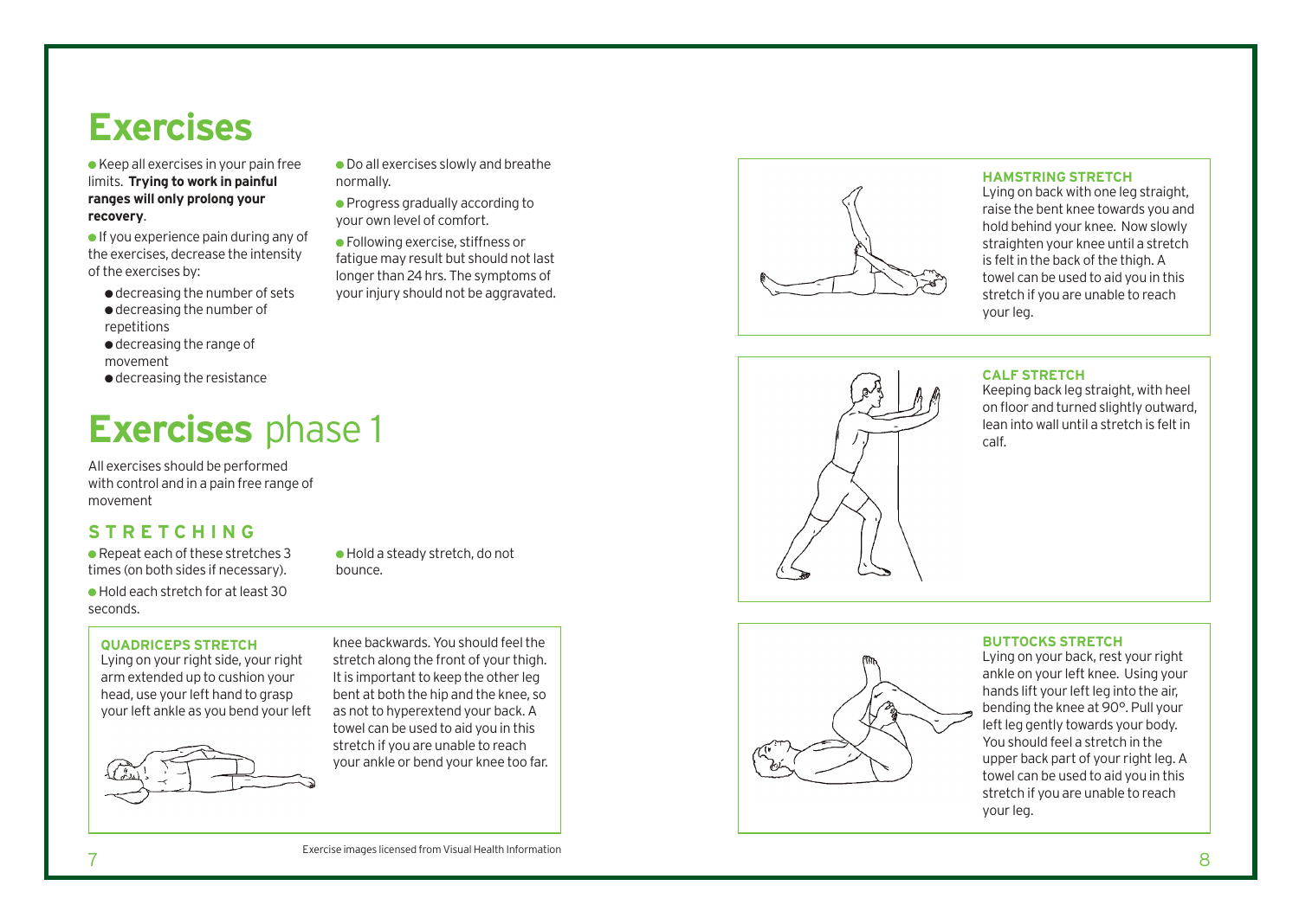# Exercises

- Keep all exercises in your pain free limits. **Trying to work in painful ranges will only prolong your recovery**.
- If you experience pain during any of the exercises, decrease the intensity of the exercises by:
    - decreasing the number of sets
    - decreasing the number of repetitions
    - decreasing the range of movement
    - decreasing the resistance
- Do all exercises slowly and breathe normally.
- Progress gradually according to your own level of comfort.
- Following exercise, stiffness or fatigue may result but should not last longer than 24 hrs. The symptoms of your injury should not be aggravated.

# **Exercises** phase 1

All exercises should be performed with control and in a pain free range of movement

## STRETCHING

- Repeat each of these stretches 3 times (on both sides if necessary).
- Hold each stretch for at least 30 seconds.
- Hold a steady stretch, do not bounce.

### QUADRICEPS STRETCH

Lying on your right side, your right arm extended up to cushion your head, use your left hand to grasp your left ankle as you bend your left knee backwards. You should feel the stretch along the front of your thigh. It is important to keep the other leg bent at both the hip and the knee, so as not to hyperextend your back. A towel can be used to aid you in this stretch if you are unable to reach your ankle or bend your knee too far.

### HAMSTRING STRETCH

Lying on back with one leg straight, raise the bent knee towards you and hold behind your knee. Now slowly straighten your knee until a stretch is felt in the back of the thigh. A towel can be used to aid you in this stretch if you are unable to reach your leg.

### CALF STRETCH

Keeping back leg straight, with heel on floor and turned slightly outward, lean into wall until a stretch is felt in calf.

### BUTTOCKS STRETCH

Lying on your back, rest your right ankle on your left knee. Using your hands lift your left leg into the air, bending the knee at 90°. Pull your left leg gently towards your body. You should feel a stretch in the upper back part of your right leg. A towel can be used to aid you in this stretch if you are unable to reach your leg.

Exercise images licensed from Visual Health Information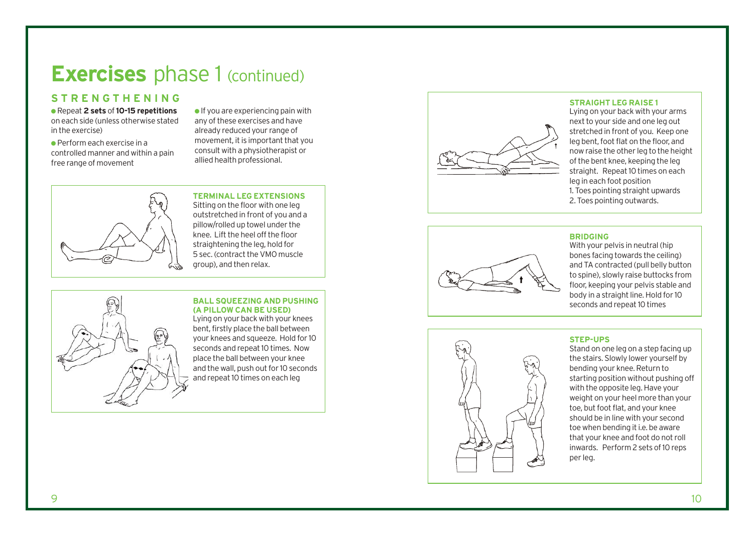# **Exercises** phase 1 (continued)

## STRENGTHENING

- Repeat **2 sets** of **10-15 repetitions** on each side (unless otherwise stated in the exercise)
- Perform each exercise in a controlled manner and within a pain free range of movement
- If you are experiencing pain with any of these exercises and have already reduced your range of movement, it is important that you consult with a physiotherapist or allied health professional.

### TERMINAL LEG EXTENSIONS

Sitting on the floor with one leg outstretched in front of you and a pillow/rolled up towel under the knee. Lift the heel off the floor straightening the leg, hold for 5 sec. (contract the VMO muscle group), and then relax.

### BALL SQUEEZING AND PUSHING (A PILLOW CAN BE USED)

Lying on your back with your knees bent, firstly place the ball between your knees and squeeze. Hold for 10 seconds and repeat 10 times. Now place the ball between your knee and the wall, push out for 10 seconds and repeat 10 times on each leg

### STRAIGHT LEG RAISE 1

Lying on your back with your arms next to your side and one leg out stretched in front of you. Keep one leg bent, foot flat on the floor, and now raise the other leg to the height of the bent knee, keeping the leg straight. Repeat 10 times on each leg in each foot position

1. Toes pointing straight upwards
2. Toes pointing outwards.

### BRIDGING

With your pelvis in neutral (hip bones facing towards the ceiling) and TA contracted (pull belly button to spine), slowly raise buttocks from floor, keeping your pelvis stable and body in a straight line. Hold for 10 seconds and repeat 10 times

### STEP-UPS

Stand on one leg on a step facing up the stairs. Slowly lower yourself by bending your knee. Return to starting position without pushing off with the opposite leg. Have your weight on your heel more than your toe, but foot flat, and your knee should be in line with your second toe when bending it i.e. be aware that your knee and foot do not roll inwards. Perform 2 sets of 10 reps per leg.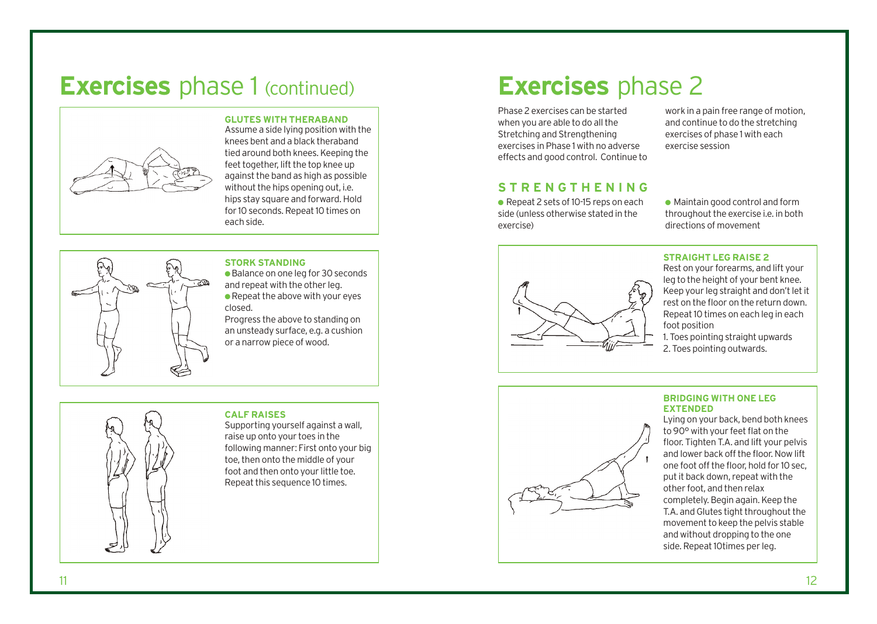# Exercises phase 1 (continued)

### GLUTES WITH THERABAND

Assume a side lying position with the knees bent and a black theraband tied around both knees. Keeping the feet together, lift the top knee up against the band as high as possible without the hips opening out, i.e. hips stay square and forward. Hold for 10 seconds. Repeat 10 times on each side.

### STORK STANDING

- Balance on one leg for 30 seconds and repeat with the other leg.
- Repeat the above with your eyes closed.

Progress the above to standing on an unsteady surface, e.g. a cushion or a narrow piece of wood.

### CALF RAISES

Supporting yourself against a wall, raise up onto your toes in the following manner: First onto your big toe, then onto the middle of your foot and then onto your little toe. Repeat this sequence 10 times.

# Exercises phase 2

Phase 2 exercises can be started when you are able to do all the Stretching and Strengthening exercises in Phase 1 with no adverse effects and good control. Continue to work in a pain free range of motion, and continue to do the stretching exercises of phase 1 with each exercise session

## STRENGTHENING

- Repeat 2 sets of 10-15 reps on each side (unless otherwise stated in the exercise)
- Maintain good control and form throughout the exercise i.e. in both directions of movement

### STRAIGHT LEG RAISE 2

Rest on your forearms, and lift your leg to the height of your bent knee. Keep your leg straight and don't let it rest on the floor on the return down. Repeat 10 times on each leg in each foot position

1. Toes pointing straight upwards
2. Toes pointing outwards.

### BRIDGING WITH ONE LEG EXTENDED

Lying on your back, bend both knees to 90° with your feet flat on the floor. Tighten T.A. and lift your pelvis and lower back off the floor. Now lift one foot off the floor, hold for 10 sec, put it back down, repeat with the other foot, and then relax completely. Begin again. Keep the T.A. and Glutes tight throughout the movement to keep the pelvis stable and without dropping to the one side. Repeat 10times per leg.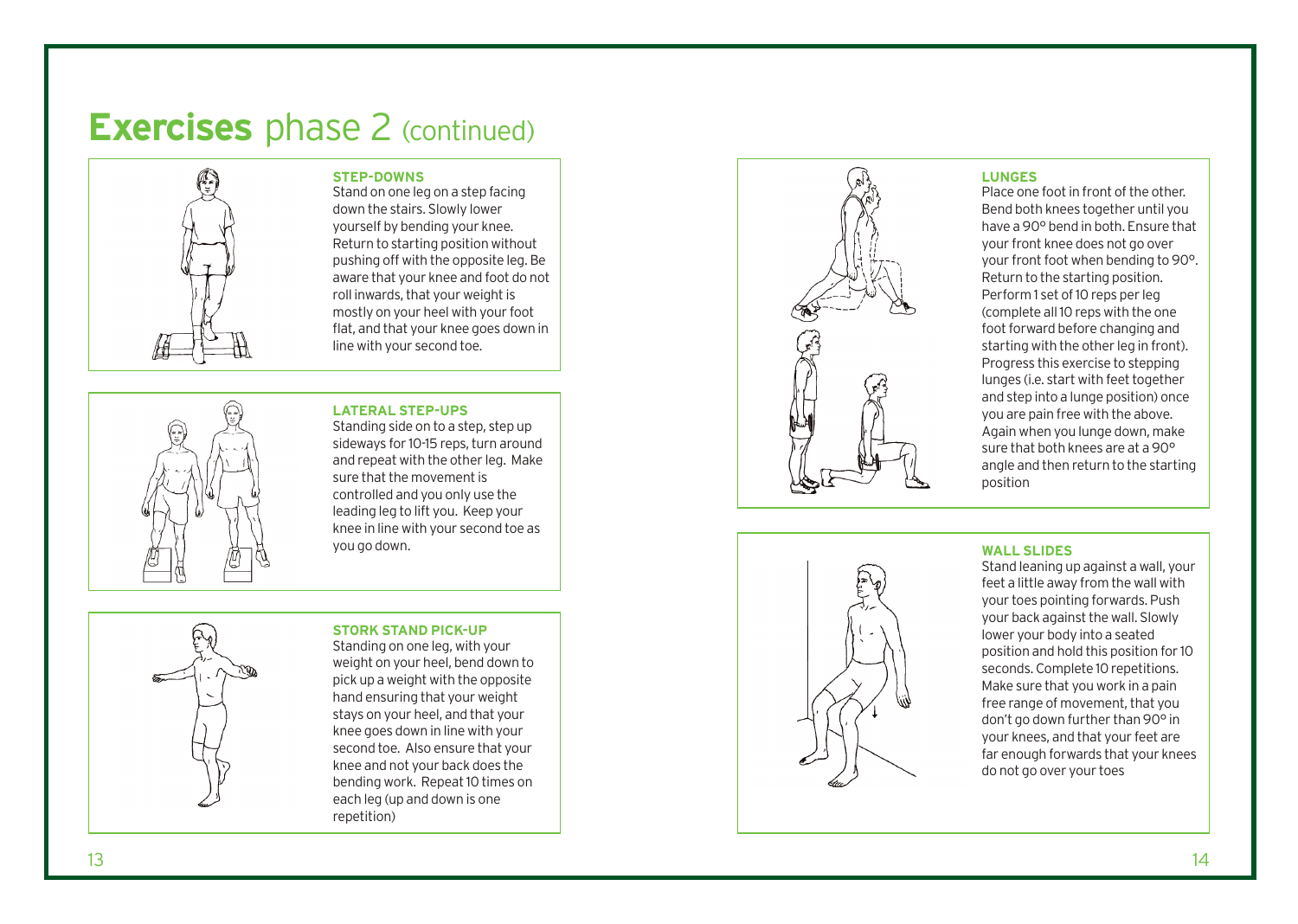# **Exercises** phase 2 (continued)

### STEP-DOWNS

Stand on one leg on a step facing down the stairs. Slowly lower yourself by bending your knee. Return to starting position without pushing off with the opposite leg. Be aware that your knee and foot do not roll inwards, that your weight is mostly on your heel with your foot flat, and that your knee goes down in line with your second toe.

### LATERAL STEP-UPS

Standing side on to a step, step up sideways for 10-15 reps, turn around and repeat with the other leg. Make sure that the movement is controlled and you only use the leading leg to lift you. Keep your knee in line with your second toe as you go down.

### STORK STAND PICK-UP

Standing on one leg, with your weight on your heel, bend down to pick up a weight with the opposite hand ensuring that your weight stays on your heel, and that your knee goes down in line with your second toe. Also ensure that your knee and not your back does the bending work. Repeat 10 times on each leg (up and down is one repetition)

### LUNGES

Place one foot in front of the other. Bend both knees together until you have a 90° bend in both. Ensure that your front knee does not go over your front foot when bending to 90°. Return to the starting position. Perform 1 set of 10 reps per leg (complete all 10 reps with the one foot forward before changing and starting with the other leg in front). Progress this exercise to stepping lunges (i.e. start with feet together and step into a lunge position) once you are pain free with the above. Again when you lunge down, make sure that both knees are at a 90° angle and then return to the starting position

### WALL SLIDES

Stand leaning up against a wall, your feet a little away from the wall with your toes pointing forwards. Push your back against the wall. Slowly lower your body into a seated position and hold this position for 10 seconds. Complete 10 repetitions. Make sure that you work in a pain free range of movement, that you don't go down further than 90° in your knees, and that your feet are far enough forwards that your knees do not go over your toes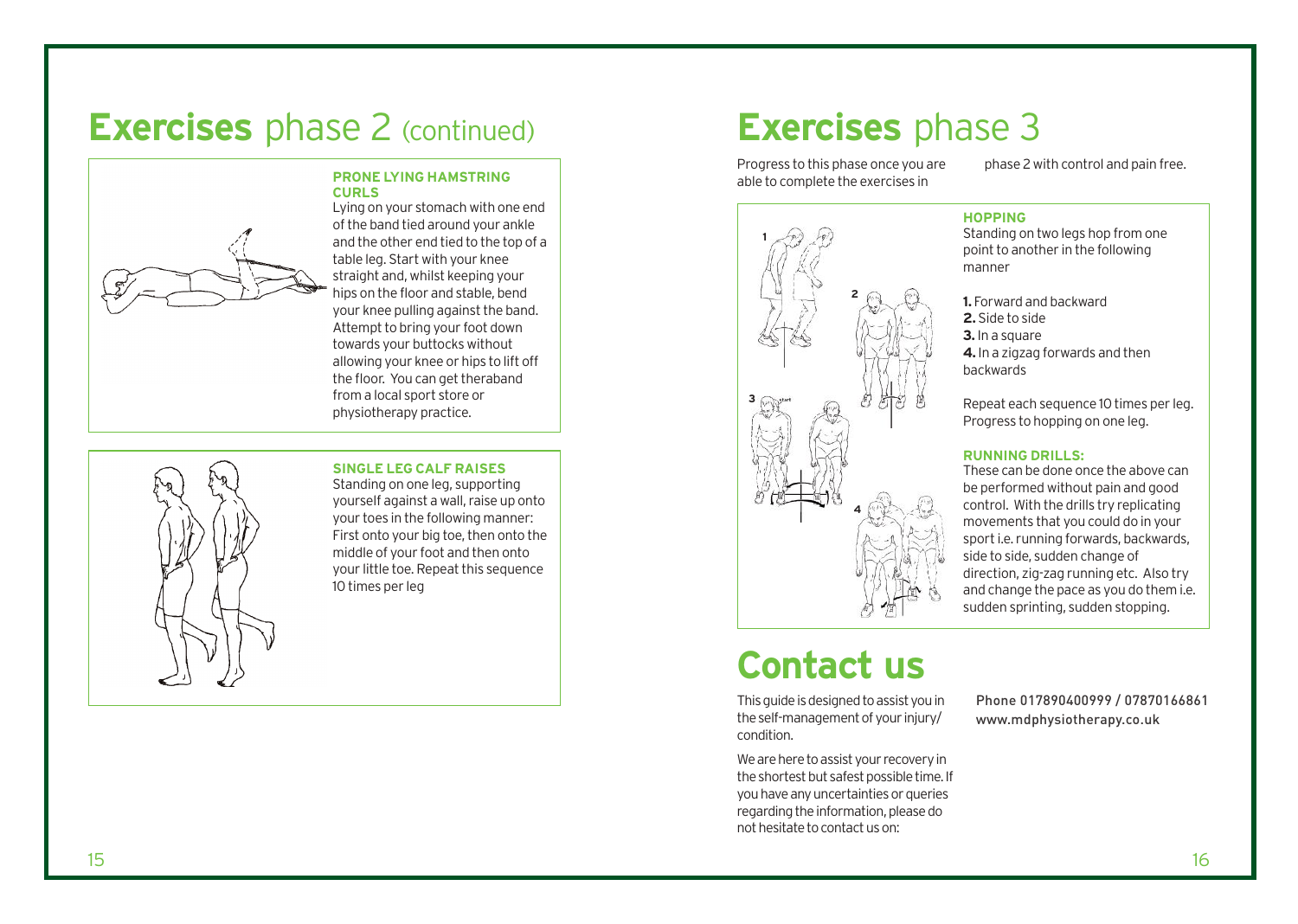# **Exercises** phase 2 (continued)

**PRONE LYING HAMSTRING CURLS**

Lying on your stomach with one end of the band tied around your ankle and the other end tied to the top of a table leg. Start with your knee straight and, whilst keeping your hips on the floor and stable, bend your knee pulling against the band. Attempt to bring your foot down towards your buttocks without allowing your knee or hips to lift off the floor. You can get theraband from a local sport store or physiotherapy practice.

**SINGLE LEG CALF RAISES**

Standing on one leg, supporting yourself against a wall, raise up onto your toes in the following manner: First onto your big toe, then onto the middle of your foot and then onto your little toe. Repeat this sequence 10 times per leg

# **Exercises** phase 3

Progress to this phase once you are able to complete the exercises in phase 2 with control and pain free.

**HOPPING**

Standing on two legs hop from one point to another in the following manner

**1.** Forward and backward
**2.** Side to side
**3.** In a square
**4.** In a zigzag forwards and then backwards

Repeat each sequence 10 times per leg. Progress to hopping on one leg.

**RUNNING DRILLS:**

These can be done once the above can be performed without pain and good control. With the drills try replicating movements that you could do in your sport i.e. running forwards, backwards, side to side, sudden change of direction, zig-zag running etc. Also try and change the pace as you do them i.e. sudden sprinting, sudden stopping.

# **Contact us**

This guide is designed to assist you in the self-management of your injury/condition.

We are here to assist your recovery in the shortest but safest possible time. If you have any uncertainties or queries regarding the information, please do not hesitate to contact us on:

Phone 017890400999 / 07870166861
www.mdphysiotherapy.co.uk